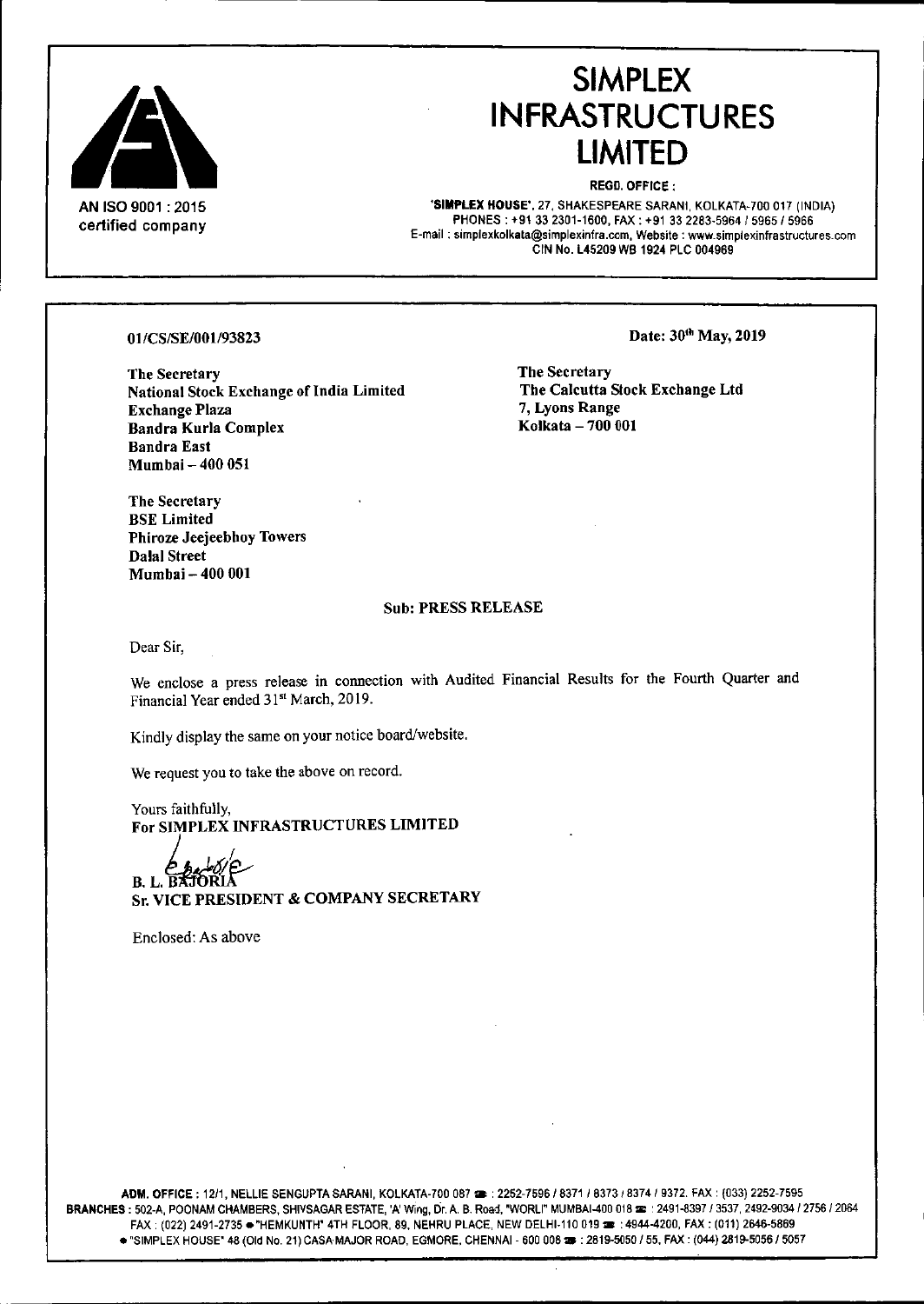AN ISO 9001 : 2015
certified company

# SIMPLEX INFRASTRUCTURES LIMITED

**REGD. OFFICE :**

**'SIMPLEX HOUSE'**, 27, SHAKESPEARE SARANI, KOLKATA-700 017 (INDIA)
PHONES : +91 33 2301-1600, FAX : +91 33 2283-5964 / 5965 / 5966
E-mail : simplexkolkata@simplexinfra.com, Website : www.simplexinfrastructures.com
CIN No. L45209 WB 1924 PLC 004969

**01/CS/SE/001/93823**

**Date: 30th May, 2019**

**The Secretary**
**National Stock Exchange of India Limited**
**Exchange Plaza**
**Bandra Kurla Complex**
**Bandra East**
**Mumbai – 400 051**

**The Secretary**
**The Calcutta Stock Exchange Ltd**
**7, Lyons Range**
**Kolkata – 700 001**

**The Secretary**
**BSE Limited**
**Phiroze Jeejeebhoy Towers**
**Dalal Street**
**Mumbai – 400 001**

**Sub: PRESS RELEASE**

Dear Sir,

We enclose a press release in connection with Audited Financial Results for the Fourth Quarter and Financial Year ended 31st March, 2019.

Kindly display the same on your notice board/website.

We request you to take the above on record.

Yours faithfully,
**For SIMPLEX INFRASTRUCTURES LIMITED**

**B. L. BAJORIA**
**Sr. VICE PRESIDENT & COMPANY SECRETARY**

Enclosed: As above

**ADM. OFFICE :** 12/1, NELLIE SENGUPTA SARANI, KOLKATA-700 087 ☎ : 2252-7596 / 8371 / 8373 / 8374 / 9372. FAX : (033) 2252-7595
**BRANCHES :** 502-A, POONAM CHAMBERS, SHIVSAGAR ESTATE, 'A' Wing, Dr. A. B. Road, "WORLI" MUMBAI-400 018 ☎ : 2491-8397 / 3537, 2492-9034 / 2756 / 2064 FAX : (022) 2491-2735 • "HEMKUNTH" 4TH FLOOR, 89, NEHRU PLACE, NEW DELHI-110 019 ☎ : 4944-4200, FAX : (011) 2646-5869
• "SIMPLEX HOUSE" 48 (Old No. 21) CASA MAJOR ROAD, EGMORE, CHENNAI - 600 008 ☎ : 2819-5050 / 55, FAX : (044) 2819-5056 / 5057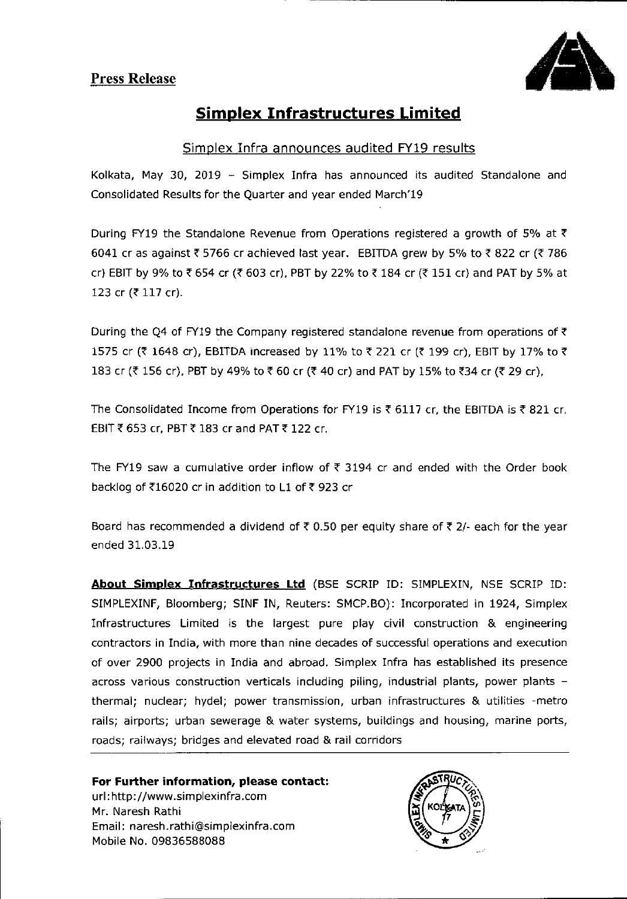**Press Release**

# Simplex Infrastructures Limited

## Simplex Infra announces audited FY19 results

Kolkata, May 30, 2019 – Simplex Infra has announced its audited Standalone and Consolidated Results for the Quarter and year ended March'19

During FY19 the Standalone Revenue from Operations registered a growth of 5% at ₹ 6041 cr as against ₹ 5766 cr achieved last year. EBITDA grew by 5% to ₹ 822 cr (₹ 786 cr) EBIT by 9% to ₹ 654 cr (₹ 603 cr), PBT by 22% to ₹ 184 cr (₹ 151 cr) and PAT by 5% at 123 cr (₹ 117 cr).

During the Q4 of FY19 the Company registered standalone revenue from operations of ₹ 1575 cr (₹ 1648 cr), EBITDA increased by 11% to ₹ 221 cr (₹ 199 cr), EBIT by 17% to ₹ 183 cr (₹ 156 cr), PBT by 49% to ₹ 60 cr (₹ 40 cr) and PAT by 15% to ₹34 cr (₹ 29 cr),

The Consolidated Income from Operations for FY19 is ₹ 6117 cr, the EBITDA is ₹ 821 cr, EBIT ₹ 653 cr, PBT ₹ 183 cr and PAT ₹ 122 cr.

The FY19 saw a cumulative order inflow of ₹ 3194 cr and ended with the Order book backlog of ₹16020 cr in addition to L1 of ₹ 923 cr

Board has recommended a dividend of ₹ 0.50 per equity share of ₹ 2/- each for the year ended 31.03.19

**About Simplex Infrastructures Ltd** (BSE SCRIP ID: SIMPLEXIN, NSE SCRIP ID: SIMPLEXINF, Bloomberg; SINF IN, Reuters: SMCP.BO): Incorporated in 1924, Simplex Infrastructures Limited is the largest pure play civil construction & engineering contractors in India, with more than nine decades of successful operations and execution of over 2900 projects in India and abroad. Simplex Infra has established its presence across various construction verticals including piling, industrial plants, power plants – thermal; nuclear; hydel; power transmission, urban infrastructures & utilities -metro rails; airports; urban sewerage & water systems, buildings and housing, marine ports, roads; railways; bridges and elevated road & rail corridors

**For Further information, please contact:**
url:http://www.simplexinfra.com
Mr. Naresh Rathi
Email: naresh.rathi@simplexinfra.com
Mobile No. 09836588088